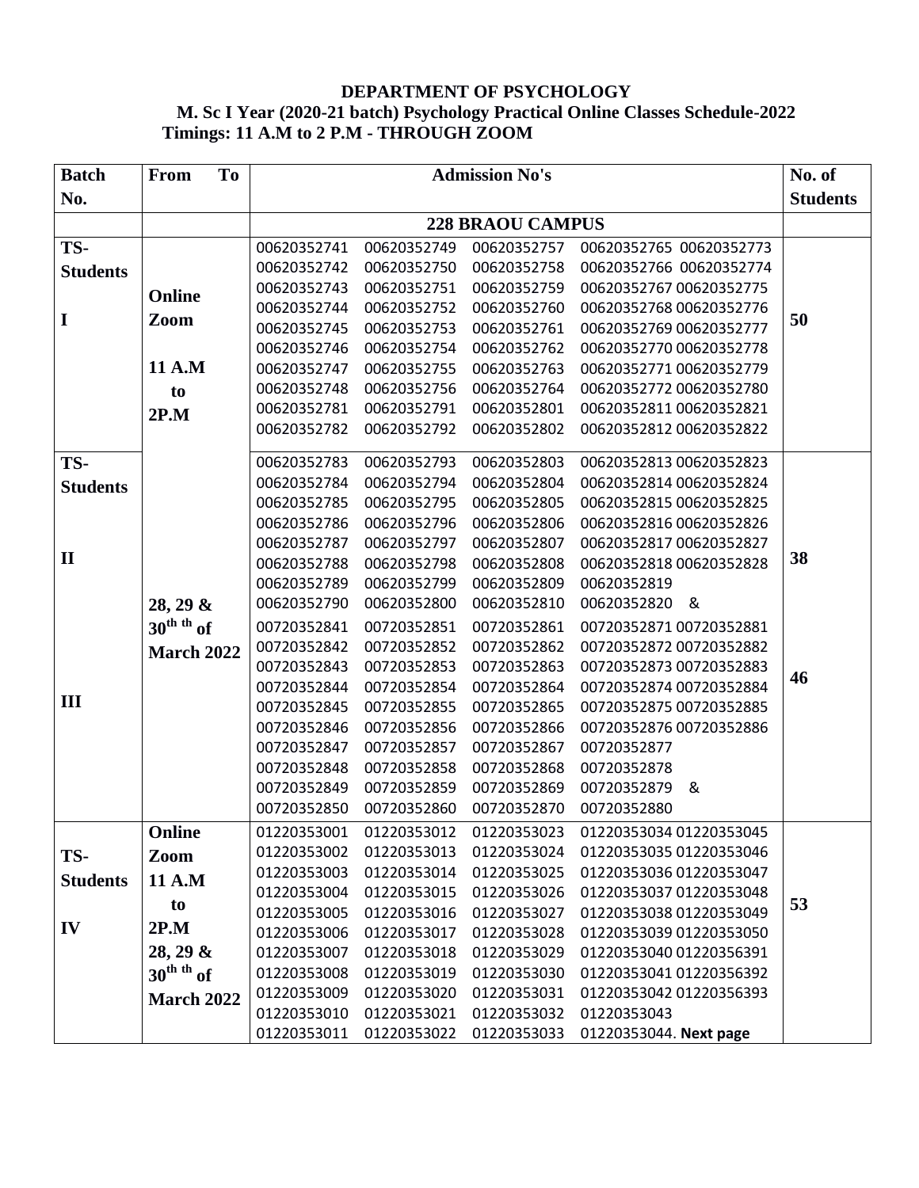**DEPARTMENT OF PSYCHOLOGY**

**M. Sc I Year (2020-21 batch) Psychology Practical Online Classes Schedule-2022**

**Timings: 11 A.M to 2 P.M - THROUGH ZOOM**

| Batch No. | From To | Admission No's | No. of Students |
|---|---|---|---|
| | | **228 BRAOU CAMPUS** | |
| TS-Students I | Online Zoom 11 A.M to 2P.M | 00620352741 00620352749 00620352757 00620352765 00620352773 00620352742 00620352750 00620352758 00620352766 00620352774 00620352743 00620352751 00620352759 00620352767 00620352775 00620352744 00620352752 00620352760 00620352768 00620352776 00620352745 00620352753 00620352761 00620352769 00620352777 00620352746 00620352754 00620352762 00620352770 00620352778 00620352747 00620352755 00620352763 00620352771 00620352779 00620352748 00620352756 00620352764 00620352772 00620352780 00620352781 00620352791 00620352801 00620352811 00620352821 00620352782 00620352792 00620352802 00620352812 00620352822 | 50 |
| TS-Students II | 28, 29 & $30^{th\ th}$ of March 2022 | 00620352783 00620352793 00620352803 00620352813 00620352823 00620352784 00620352794 00620352804 00620352814 00620352824 00620352785 00620352795 00620352805 00620352815 00620352825 00620352786 00620352796 00620352806 00620352816 00620352826 00620352787 00620352797 00620352807 00620352817 00620352827 00620352788 00620352798 00620352808 00620352818 00620352828 00620352789 00620352799 00620352809 00620352819 00620352790 00620352800 00620352810 00620352820 & | 38 |
| III | | 00720352841 00720352851 00720352861 00720352871 00720352881 00720352842 00720352852 00720352862 00720352872 00720352882 00720352843 00720352853 00720352863 00720352873 00720352883 00720352844 00720352854 00720352864 00720352874 00720352884 00720352845 00720352855 00720352865 00720352875 00720352885 00720352846 00720352856 00720352866 00720352876 00720352886 00720352847 00720352857 00720352867 00720352877 00720352848 00720352858 00720352868 00720352878 00720352849 00720352859 00720352869 00720352879 & 00720352850 00720352860 00720352870 00720352880 | 46 |
| TS-Students IV | Online Zoom 11 A.M to 2P.M 28, 29 & $30^{th\ th}$ of March 2022 | 01220353001 01220353012 01220353023 01220353034 01220353045 01220353002 01220353013 01220353024 01220353035 01220353046 01220353003 01220353014 01220353025 01220353036 01220353047 01220353004 01220353015 01220353026 01220353037 01220353048 01220353005 01220353016 01220353027 01220353038 01220353049 01220353006 01220353017 01220353028 01220353039 01220353050 01220353007 01220353018 01220353029 01220353040 01220356391 01220353008 01220353019 01220353030 01220353041 01220356392 01220353009 01220353020 01220353031 01220353042 01220356393 01220353010 01220353021 01220353032 01220353043 01220353011 01220353022 01220353033 01220353044. **Next page** | 53 |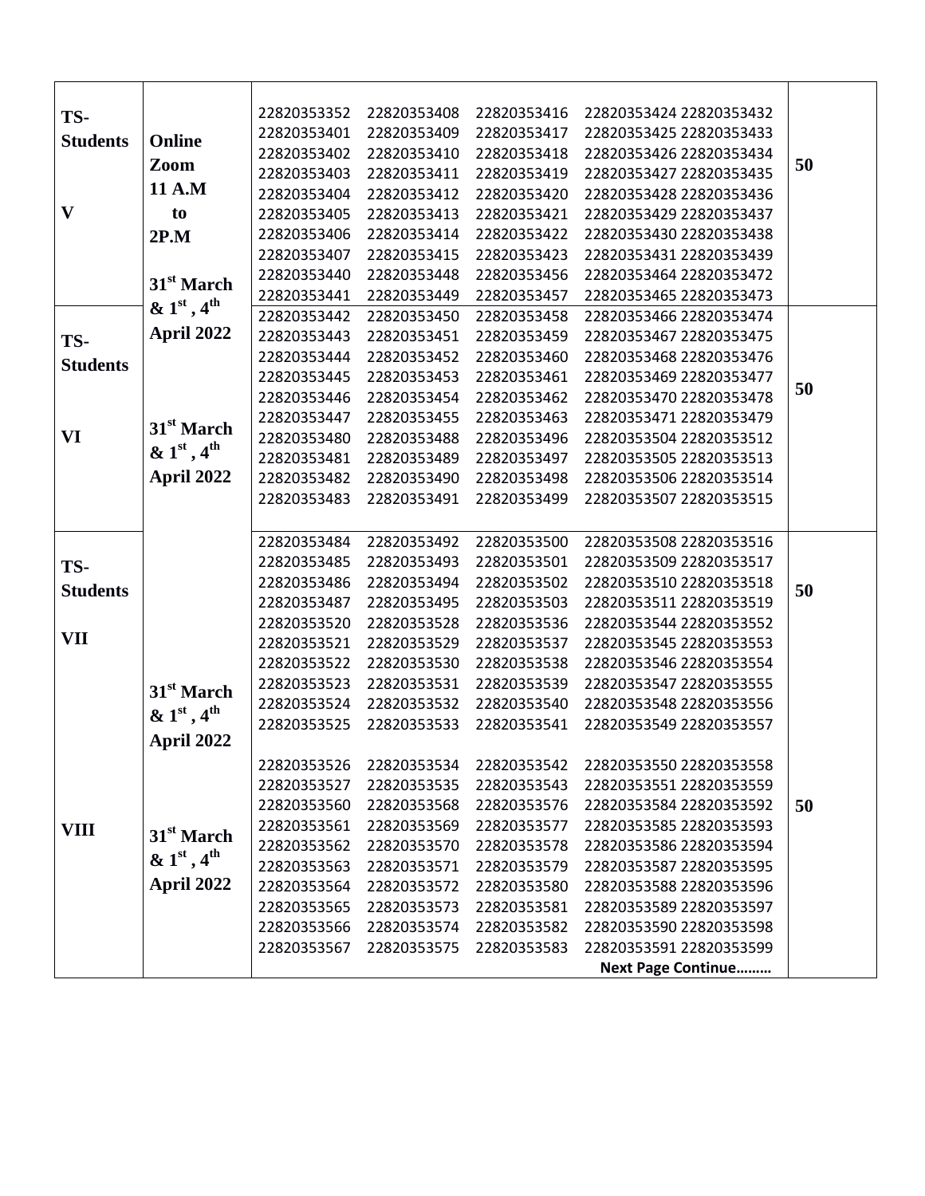| | | | |
|---|---|---|---|
| TS-Students V | Online Zoom 11 A.M to 2P.M 31st March & 1st, 4th April 2022 | 22820353352 22820353408 22820353416 22820353424 22820353432 22820353401 22820353409 22820353417 22820353425 22820353433 22820353402 22820353410 22820353418 22820353426 22820353434 22820353403 22820353411 22820353419 22820353427 22820353435 22820353404 22820353412 22820353420 22820353428 22820353436 22820353405 22820353413 22820353421 22820353429 22820353437 22820353406 22820353414 22820353422 22820353430 22820353438 22820353407 22820353415 22820353423 22820353431 22820353439 22820353440 22820353448 22820353456 22820353464 22820353472 22820353441 22820353449 22820353457 22820353465 22820353473 | 50 |
| TS-Students VI | 31st March & 1st, 4th April 2022 | 22820353442 22820353450 22820353458 22820353466 22820353474 22820353443 22820353451 22820353459 22820353467 22820353475 22820353444 22820353452 22820353460 22820353468 22820353476 22820353445 22820353453 22820353461 22820353469 22820353477 22820353446 22820353454 22820353462 22820353470 22820353478 22820353447 22820353455 22820353463 22820353471 22820353479 22820353480 22820353488 22820353496 22820353504 22820353512 22820353481 22820353489 22820353497 22820353505 22820353513 22820353482 22820353490 22820353498 22820353506 22820353514 22820353483 22820353491 22820353499 22820353507 22820353515 | 50 |
| TS-Students VII | 31st March & 1st, 4th April 2022 | 22820353484 22820353492 22820353500 22820353508 22820353516 22820353485 22820353493 22820353501 22820353509 22820353517 22820353486 22820353494 22820353502 22820353510 22820353518 22820353487 22820353495 22820353503 22820353511 22820353519 22820353520 22820353528 22820353536 22820353544 22820353552 22820353521 22820353529 22820353537 22820353545 22820353553 22820353522 22820353530 22820353538 22820353546 22820353554 22820353523 22820353531 22820353539 22820353547 22820353555 22820353524 22820353532 22820353540 22820353548 22820353556 22820353525 22820353533 22820353541 22820353549 22820353557 | 50 |
| VIII | 31st March & 1st, 4th April 2022 | 22820353526 22820353534 22820353542 22820353550 22820353558 22820353527 22820353535 22820353543 22820353551 22820353559 22820353560 22820353568 22820353576 22820353584 22820353592 22820353561 22820353569 22820353577 22820353585 22820353593 22820353562 22820353570 22820353578 22820353586 22820353594 22820353563 22820353571 22820353579 22820353587 22820353595 22820353564 22820353572 22820353580 22820353588 22820353596 22820353565 22820353573 22820353581 22820353589 22820353597 22820353566 22820353574 22820353582 22820353590 22820353598 22820353567 22820353575 22820353583 22820353591 22820353599 **Next Page Continue………** | 50 |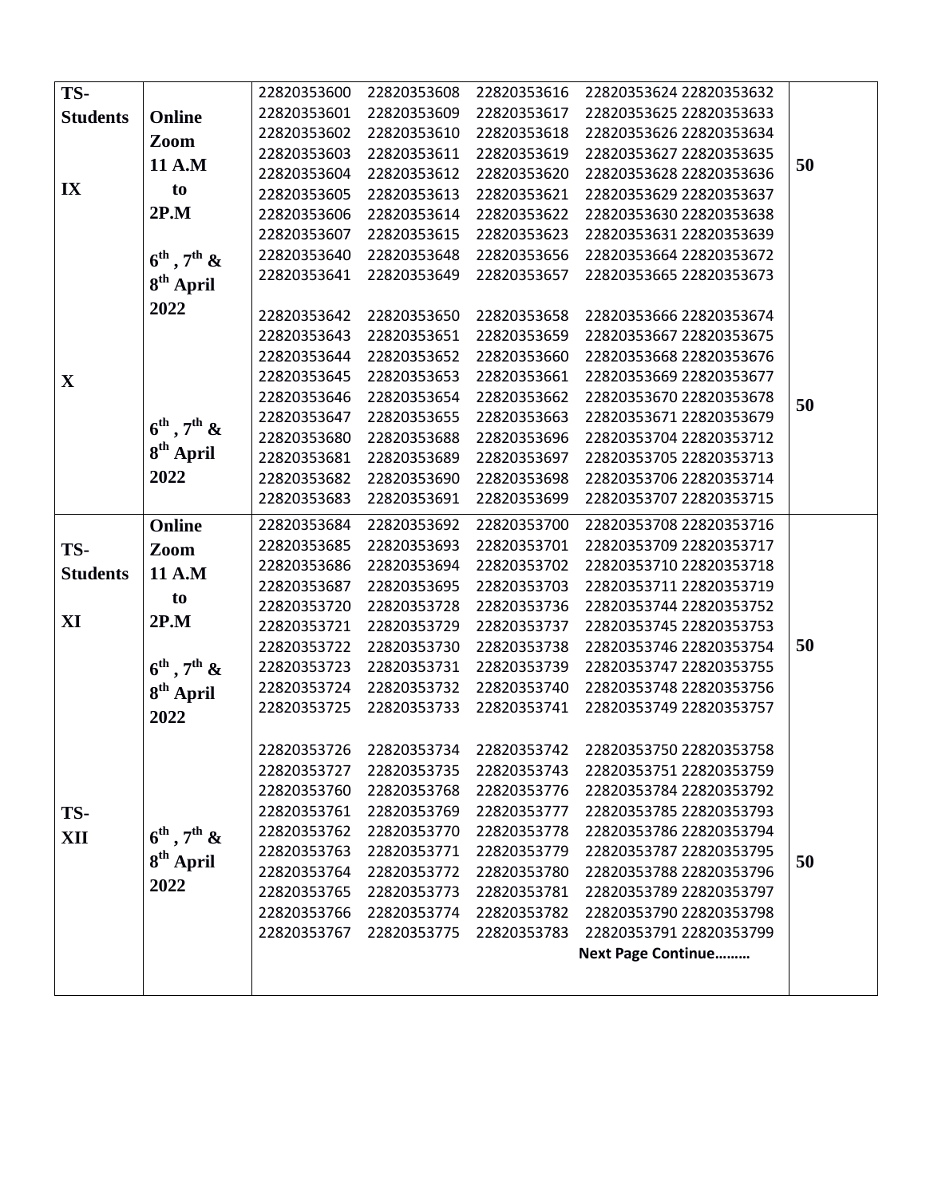| TS-Students IX | Online Zoom 11 A.M to 2P.M 6th , 7th & 8th April 2022 | 22820353600 22820353608 22820353616 22820353624 22820353632<br>22820353601 22820353609 22820353617 22820353625 22820353633<br>22820353602 22820353610 22820353618 22820353626 22820353634<br>22820353603 22820353611 22820353619 22820353627 22820353635<br>22820353604 22820353612 22820353620 22820353628 22820353636<br>22820353605 22820353613 22820353621 22820353629 22820353637<br>22820353606 22820353614 22820353622 22820353630 22820353638<br>22820353607 22820353615 22820353623 22820353631 22820353639<br>22820353640 22820353648 22820353656 22820353664 22820353672<br>22820353641 22820353649 22820353657 22820353665 22820353673 | 50 |
|---|---|---|---|
| X | 6th , 7th & 8th April 2022 | 22820353642 22820353650 22820353658 22820353666 22820353674<br>22820353643 22820353651 22820353659 22820353667 22820353675<br>22820353644 22820353652 22820353660 22820353668 22820353676<br>22820353645 22820353653 22820353661 22820353669 22820353677<br>22820353646 22820353654 22820353662 22820353670 22820353678<br>22820353647 22820353655 22820353663 22820353671 22820353679<br>22820353680 22820353688 22820353696 22820353704 22820353712<br>22820353681 22820353689 22820353697 22820353705 22820353713<br>22820353682 22820353690 22820353698 22820353706 22820353714<br>22820353683 22820353691 22820353699 22820353707 22820353715 | 50 |
| TS-Students XI | Online Zoom 11 A.M to 2P.M 6th , 7th & 8th April 2022 | 22820353684 22820353692 22820353700 22820353708 22820353716<br>22820353685 22820353693 22820353701 22820353709 22820353717<br>22820353686 22820353694 22820353702 22820353710 22820353718<br>22820353687 22820353695 22820353703 22820353711 22820353719<br>22820353720 22820353728 22820353736 22820353744 22820353752<br>22820353721 22820353729 22820353737 22820353745 22820353753<br>22820353722 22820353730 22820353738 22820353746 22820353754<br>22820353723 22820353731 22820353739 22820353747 22820353755<br>22820353724 22820353732 22820353740 22820353748 22820353756<br>22820353725 22820353733 22820353741 22820353749 22820353757 | 50 |
| TS-XII | 6th , 7th & 8th April 2022 | 22820353726 22820353734 22820353742 22820353750 22820353758<br>22820353727 22820353735 22820353743 22820353751 22820353759<br>22820353760 22820353768 22820353776 22820353784 22820353792<br>22820353761 22820353769 22820353777 22820353785 22820353793<br>22820353762 22820353770 22820353778 22820353786 22820353794<br>22820353763 22820353771 22820353779 22820353787 22820353795<br>22820353764 22820353772 22820353780 22820353788 22820353796<br>22820353765 22820353773 22820353781 22820353789 22820353797<br>22820353766 22820353774 22820353782 22820353790 22820353798<br>22820353767 22820353775 22820353783 22820353791 22820353799<br>**Next Page Continue………** | 50 |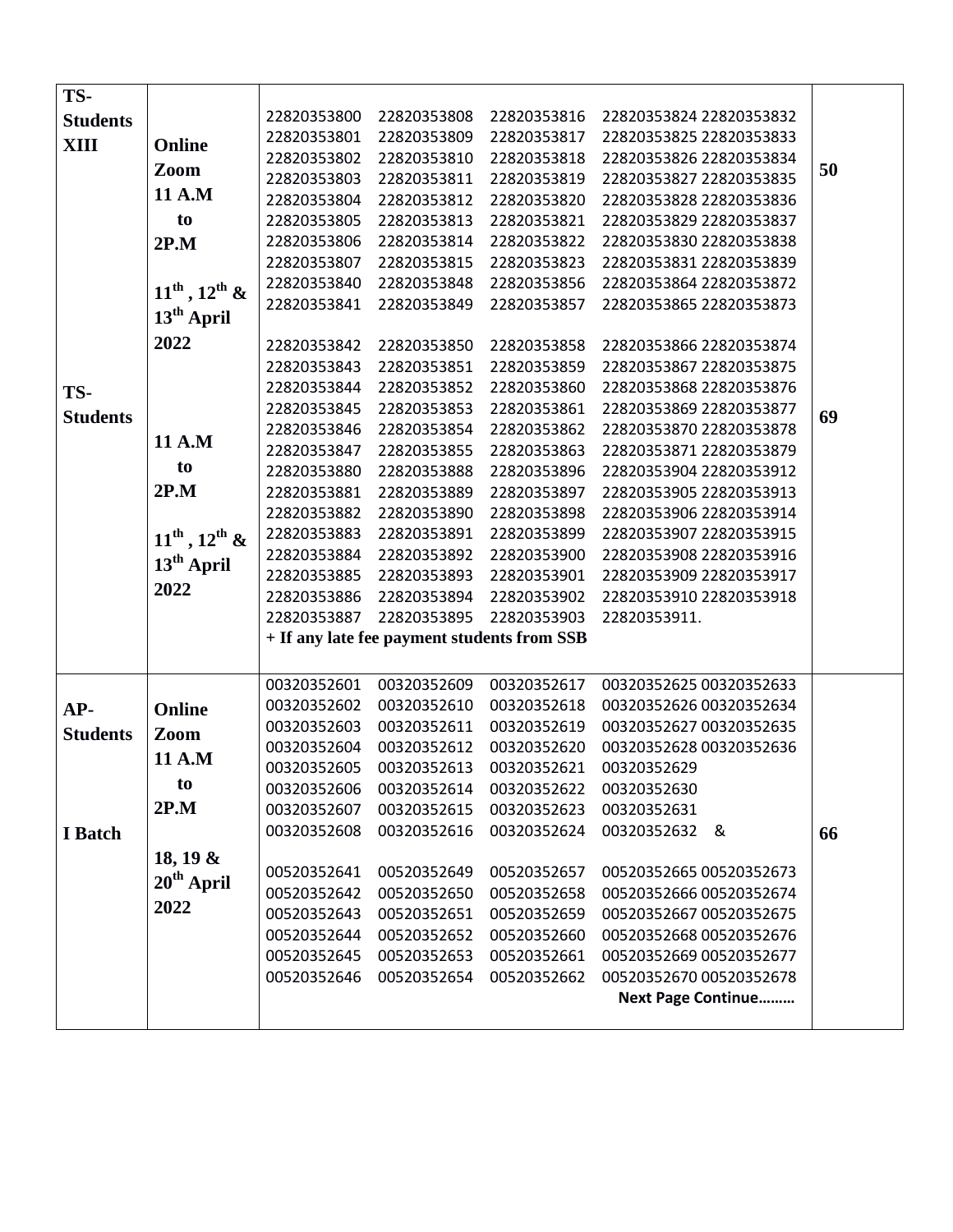| | | | |
|---|---|---|---|
| TS-Students XIII | Online Zoom 11 A.M to 2P.M  11[th] , 12[th] & 13[th] April 2022 | 22820353800 22820353808 22820353816 22820353824 22820353832 22820353801 22820353809 22820353817 22820353825 22820353833 22820353802 22820353810 22820353818 22820353826 22820353834 22820353803 22820353811 22820353819 22820353827 22820353835 22820353804 22820353812 22820353820 22820353828 22820353836 22820353805 22820353813 22820353821 22820353829 22820353837 22820353806 22820353814 22820353822 22820353830 22820353838 22820353807 22820353815 22820353823 22820353831 22820353839 22820353840 22820353848 22820353856 22820353864 22820353872 22820353841 22820353849 22820353857 22820353865 22820353873 | 50 |
| TS-Students | 11 A.M to 2P.M  11[th] , 12[th] & 13[th] April 2022 | 22820353842 22820353850 22820353858 22820353866 22820353874 22820353843 22820353851 22820353859 22820353867 22820353875 22820353844 22820353852 22820353860 22820353868 22820353876 22820353845 22820353853 22820353861 22820353869 22820353877 22820353846 22820353854 22820353862 22820353870 22820353878 22820353847 22820353855 22820353863 22820353871 22820353879 22820353880 22820353888 22820353896 22820353904 22820353912 22820353881 22820353889 22820353897 22820353905 22820353913 22820353882 22820353890 22820353898 22820353906 22820353914 22820353883 22820353891 22820353899 22820353907 22820353915 22820353884 22820353892 22820353900 22820353908 22820353916 22820353885 22820353893 22820353901 22820353909 22820353917 22820353886 22820353894 22820353902 22820353910 22820353918 22820353887 22820353895 22820353903 22820353911.  **+ If any late fee payment students from SSB** | 69 |
| AP-Students  I Batch | Online Zoom 11 A.M to 2P.M  18, 19 & 20[th] April 2022 | 00320352601 00320352609 00320352617 00320352625 00320352633 00320352602 00320352610 00320352618 00320352626 00320352634 00320352603 00320352611 00320352619 00320352627 00320352635 00320352604 00320352612 00320352620 00320352628 00320352636 00320352605 00320352613 00320352621 00320352629 00320352606 00320352614 00320352622 00320352630 00320352607 00320352615 00320352623 00320352631 00320352608 00320352616 00320352624 00320352632 &  00520352641 00520352649 00520352657 00520352665 00520352673 00520352642 00520352650 00520352658 00520352666 00520352674 00520352643 00520352651 00520352659 00520352667 00520352675 00520352644 00520352652 00520352660 00520352668 00520352676 00520352645 00520352653 00520352661 00520352669 00520352677 00520352646 00520352654 00520352662 00520352670 00520352678  **Next Page Continue………** | 66 |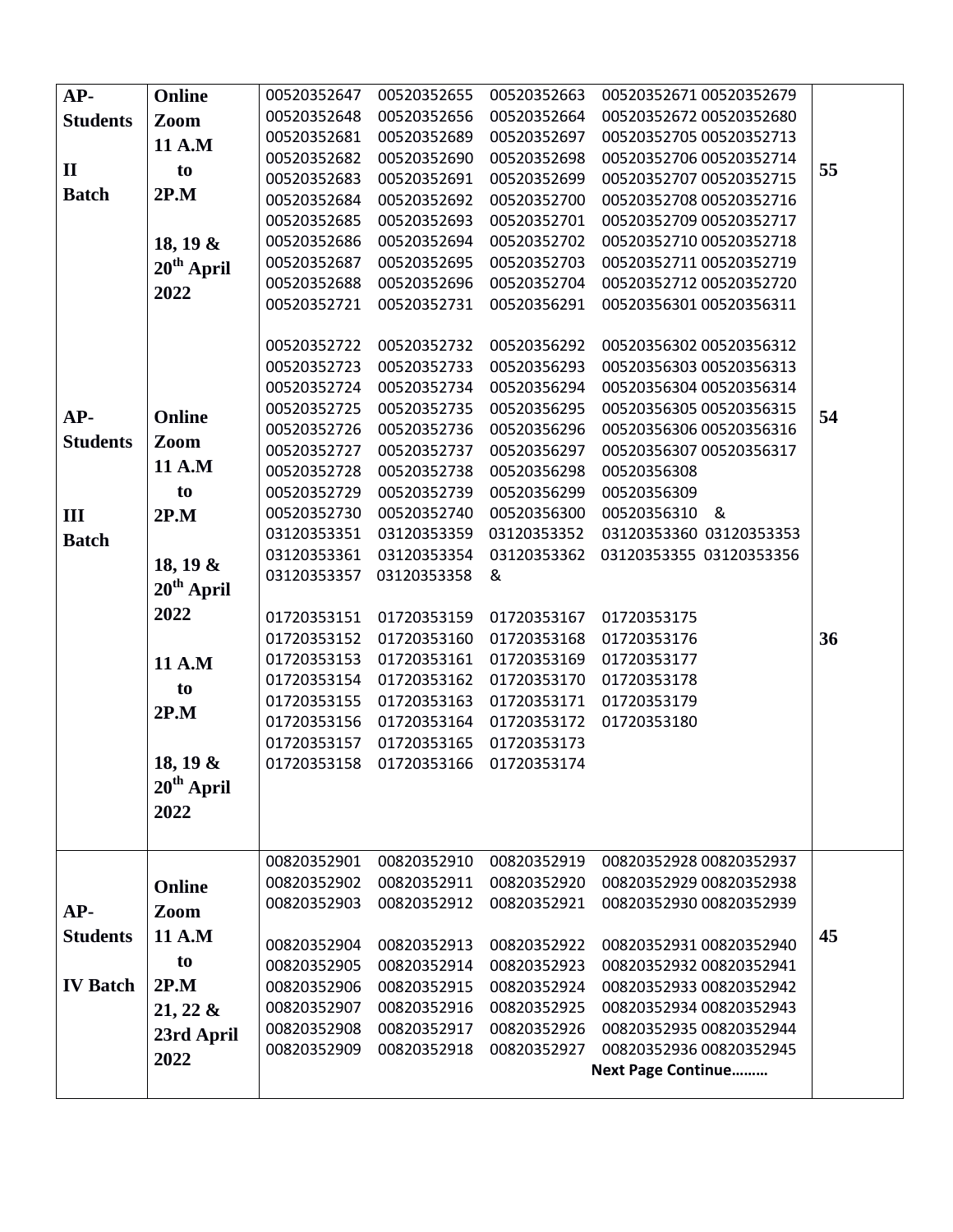| AP-Students II Batch | Online Zoom 11 A.M to 2P.M 18, 19 & 20th April 2022 | 00520352647 00520352655 00520352663 00520352671 00520352679<br>00520352648 00520352656 00520352664 00520352672 00520352680<br>00520352681 00520352689 00520352697 00520352705 00520352713<br>00520352682 00520352690 00520352698 00520352706 00520352714<br>00520352683 00520352691 00520352699 00520352707 00520352715<br>00520352684 00520352692 00520352700 00520352708 00520352716<br>00520352685 00520352693 00520352701 00520352709 00520352717<br>00520352686 00520352694 00520352702 00520352710 00520352718<br>00520352687 00520352695 00520352703 00520352711 00520352719<br>00520352688 00520352696 00520352704 00520352712 00520352720 | 55 |
|---|---|---|---|
| AP-Students III Batch | Online Zoom 11 A.M to 2P.M 18, 19 & 20th April 2022 | 00520352721 00520352731 00520356291 00520356301 00520356311<br>00520352722 00520352732 00520356292 00520356302 00520356312<br>00520352723 00520352733 00520356293 00520356303 00520356313<br>00520352724 00520352734 00520356294 00520356304 00520356314<br>00520352725 00520352735 00520356295 00520356305 00520356315<br>00520352726 00520352736 00520356296 00520356306 00520356316<br>00520352727 00520352737 00520356297 00520356307 00520356317<br>00520352728 00520352738 00520356298 00520356308<br>00520352729 00520352739 00520356299 00520356309<br>00520352730 00520352740 00520356300 00520356310 &<br>03120353351 03120353359 03120353352 03120353360 03120353353<br>03120353361 03120353354 03120353362 03120353355 03120353356<br>03120353357 03120353358 & | 54 |
| | 11 A.M to 2P.M 18, 19 & 20th April 2022 | 01720353151 01720353159 01720353167 01720353175<br>01720353152 01720353160 01720353168 01720353176<br>01720353153 01720353161 01720353169 01720353177<br>01720353154 01720353162 01720353170 01720353178<br>01720353155 01720353163 01720353171 01720353179<br>01720353156 01720353164 01720353172 01720353180<br>01720353157 01720353165 01720353173<br>01720353158 01720353166 01720353174 | 36 |
| AP-Students IV Batch | Online Zoom 11 A.M to 2P.M 21, 22 & 23rd April 2022 | 00820352901 00820352910 00820352919 00820352928 00820352937<br>00820352902 00820352911 00820352920 00820352929 00820352938<br>00820352903 00820352912 00820352921 00820352930 00820352939<br>00820352904 00820352913 00820352922 00820352931 00820352940<br>00820352905 00820352914 00820352923 00820352932 00820352941<br>00820352906 00820352915 00820352924 00820352933 00820352942<br>00820352907 00820352916 00820352925 00820352934 00820352943<br>00820352908 00820352917 00820352926 00820352935 00820352944<br>00820352909 00820352918 00820352927 00820352936 00820352945<br>**Next Page Continue………** | 45 |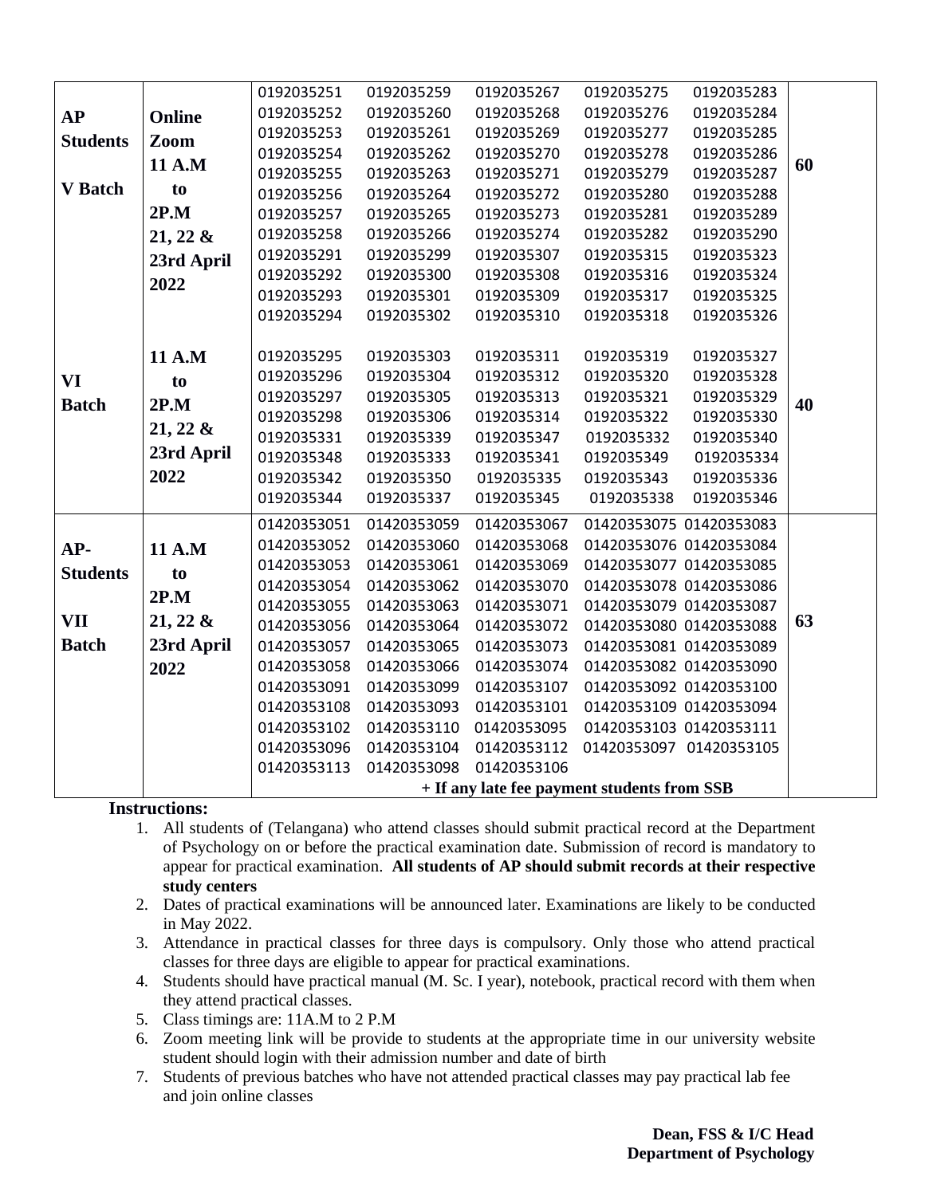| | | | | | | | |
|---|---|---|---|---|---|---|---|
| **AP Students**<br><br>**V Batch** | **Online Zoom**<br>**11 A.M to 2P.M**<br>**21, 22 & 23rd April 2022** | 0192035251<br>0192035252<br>0192035253<br>0192035254<br>0192035255<br>0192035256<br>0192035257<br>0192035258<br>0192035291<br>0192035292<br>0192035293<br>0192035294 | 0192035259<br>0192035260<br>0192035261<br>0192035262<br>0192035263<br>0192035264<br>0192035265<br>0192035266<br>0192035299<br>0192035300<br>0192035301<br>0192035302 | 0192035267<br>0192035268<br>0192035269<br>0192035270<br>0192035271<br>0192035272<br>0192035273<br>0192035274<br>0192035307<br>0192035308<br>0192035309<br>0192035310 | 0192035275<br>0192035276<br>0192035277<br>0192035278<br>0192035279<br>0192035280<br>0192035281<br>0192035282<br>0192035315<br>0192035316<br>0192035317<br>0192035318 | 0192035283<br>0192035284<br>0192035285<br>0192035286<br>0192035287<br>0192035288<br>0192035289<br>0192035290<br>0192035323<br>0192035324<br>0192035325<br>0192035326 | **60** |
| **VI Batch** | **11 A.M to 2P.M**<br>**21, 22 & 23rd April 2022** | 0192035295<br>0192035296<br>0192035297<br>0192035298<br>0192035331<br>0192035348<br>0192035342<br>0192035344 | 0192035303<br>0192035304<br>0192035305<br>0192035306<br>0192035339<br>0192035333<br>0192035350<br>0192035337 | 0192035311<br>0192035312<br>0192035313<br>0192035314<br>0192035347<br>0192035341<br>0192035335<br>0192035345 | 0192035319<br>0192035320<br>0192035321<br>0192035322<br>0192035332<br>0192035349<br>0192035343<br>0192035338 | 0192035327<br>0192035328<br>0192035329<br>0192035330<br>0192035340<br>0192035334<br>0192035336<br>0192035346 | **40** |
| **AP-Students**<br><br>**VII Batch** | **11 A.M to 2P.M**<br>**21, 22 & 23rd April 2022** | 01420353051<br>01420353052<br>01420353053<br>01420353054<br>01420353055<br>01420353056<br>01420353057<br>01420353058<br>01420353091<br>01420353108<br>01420353102<br>01420353096<br>01420353113 | 01420353059<br>01420353060<br>01420353061<br>01420353062<br>01420353063<br>01420353064<br>01420353065<br>01420353066<br>01420353099<br>01420353093<br>01420353110<br>01420353104<br>01420353098 | 01420353067<br>01420353068<br>01420353069<br>01420353070<br>01420353071<br>01420353072<br>01420353073<br>01420353074<br>01420353107<br>01420353101<br>01420353095<br>01420353112<br>01420353106 | 01420353075<br>01420353076<br>01420353077<br>01420353078<br>01420353079<br>01420353080<br>01420353081<br>01420353082<br>01420353092<br>01420353109<br>01420353103<br>01420353097 | 01420353083<br>01420353084<br>01420353085<br>01420353086<br>01420353087<br>01420353088<br>01420353089<br>01420353090<br>01420353100<br>01420353094<br>01420353111<br>01420353105 | **63** |
| | | **+ If any late fee payment students from SSB** | | | | | |

**Instructions:**

1. All students of (Telangana) who attend classes should submit practical record at the Department of Psychology on or before the practical examination date. Submission of record is mandatory to appear for practical examination. **All students of AP should submit records at their respective study centers**
2. Dates of practical examinations will be announced later. Examinations are likely to be conducted in May 2022.
3. Attendance in practical classes for three days is compulsory. Only those who attend practical classes for three days are eligible to appear for practical examinations.
4. Students should have practical manual (M. Sc. I year), notebook, practical record with them when they attend practical classes.
5. Class timings are: 11A.M to 2 P.M
6. Zoom meeting link will be provide to students at the appropriate time in our university website student should login with their admission number and date of birth
7. Students of previous batches who have not attended practical classes may pay practical lab fee and join online classes

**Dean, FSS & I/C Head**
**Department of Psychology**